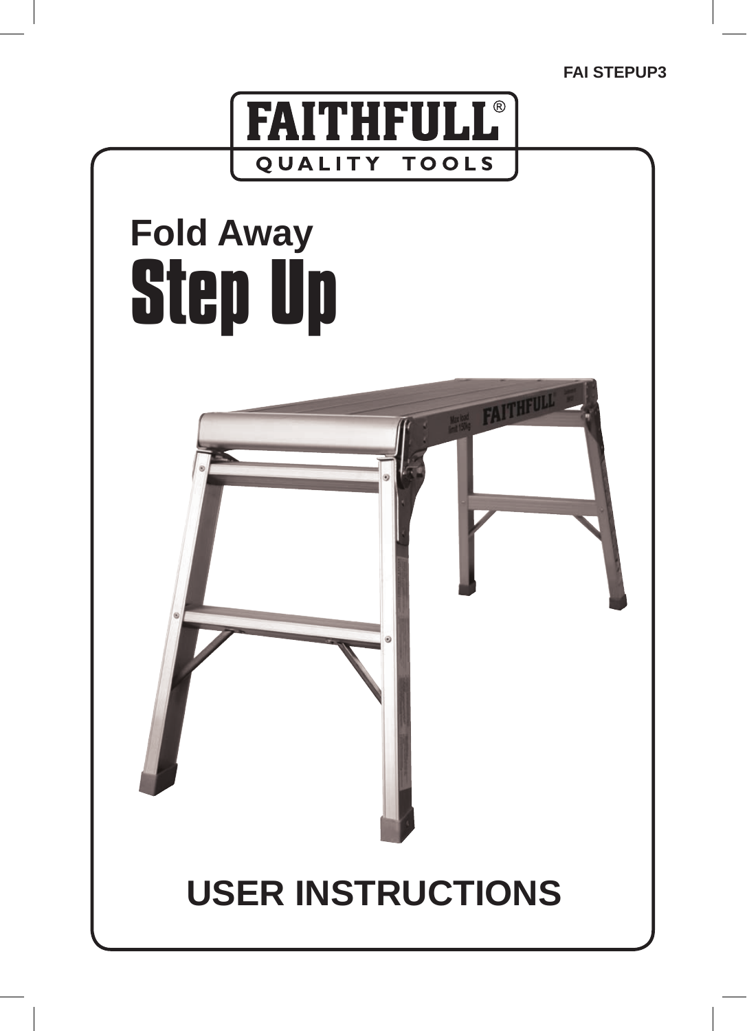FAI STEPUP3

FAITHFULL®
QUALITY TOOLS

# Fold Away
# Step Up

# USER INSTRUCTIONS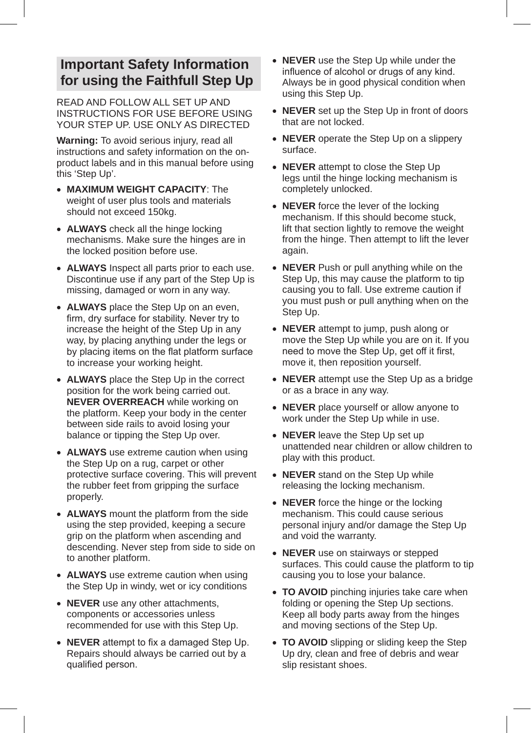## Important Safety Information for using the Faithfull Step Up

READ AND FOLLOW ALL SET UP AND INSTRUCTIONS FOR USE BEFORE USING YOUR STEP UP. USE ONLY AS DIRECTED

**Warning:** To avoid serious injury, read all instructions and safety information on the on-product labels and in this manual before using this 'Step Up'.

- **MAXIMUM WEIGHT CAPACITY**: The weight of user plus tools and materials should not exceed 150kg.
- **ALWAYS** check all the hinge locking mechanisms. Make sure the hinges are in the locked position before use.
- **ALWAYS** Inspect all parts prior to each use. Discontinue use if any part of the Step Up is missing, damaged or worn in any way.
- **ALWAYS** place the Step Up on an even, firm, dry surface for stability. Never try to increase the height of the Step Up in any way, by placing anything under the legs or by placing items on the flat platform surface to increase your working height.
- **ALWAYS** place the Step Up in the correct position for the work being carried out. **NEVER OVERREACH** while working on the platform. Keep your body in the center between side rails to avoid losing your balance or tipping the Step Up over.
- **ALWAYS** use extreme caution when using the Step Up on a rug, carpet or other protective surface covering. This will prevent the rubber feet from gripping the surface properly.
- **ALWAYS** mount the platform from the side using the step provided, keeping a secure grip on the platform when ascending and descending. Never step from side to side on to another platform.
- **ALWAYS** use extreme caution when using the Step Up in windy, wet or icy conditions
- **NEVER** use any other attachments, components or accessories unless recommended for use with this Step Up.
- **NEVER** attempt to fix a damaged Step Up. Repairs should always be carried out by a qualified person.
- **NEVER** use the Step Up while under the influence of alcohol or drugs of any kind. Always be in good physical condition when using this Step Up.
- **NEVER** set up the Step Up in front of doors that are not locked.
- **NEVER** operate the Step Up on a slippery surface.
- **NEVER** attempt to close the Step Up legs until the hinge locking mechanism is completely unlocked.
- **NEVER** force the lever of the locking mechanism. If this should become stuck, lift that section lightly to remove the weight from the hinge. Then attempt to lift the lever again.
- **NEVER** Push or pull anything while on the Step Up, this may cause the platform to tip causing you to fall. Use extreme caution if you must push or pull anything when on the Step Up.
- **NEVER** attempt to jump, push along or move the Step Up while you are on it. If you need to move the Step Up, get off it first, move it, then reposition yourself.
- **NEVER** attempt use the Step Up as a bridge or as a brace in any way.
- **NEVER** place yourself or allow anyone to work under the Step Up while in use.
- **NEVER** leave the Step Up set up unattended near children or allow children to play with this product.
- **NEVER** stand on the Step Up while releasing the locking mechanism.
- **NEVER** force the hinge or the locking mechanism. This could cause serious personal injury and/or damage the Step Up and void the warranty.
- **NEVER** use on stairways or stepped surfaces. This could cause the platform to tip causing you to lose your balance.
- **TO AVOID** pinching injuries take care when folding or opening the Step Up sections. Keep all body parts away from the hinges and moving sections of the Step Up.
- **TO AVOID** slipping or sliding keep the Step Up dry, clean and free of debris and wear slip resistant shoes.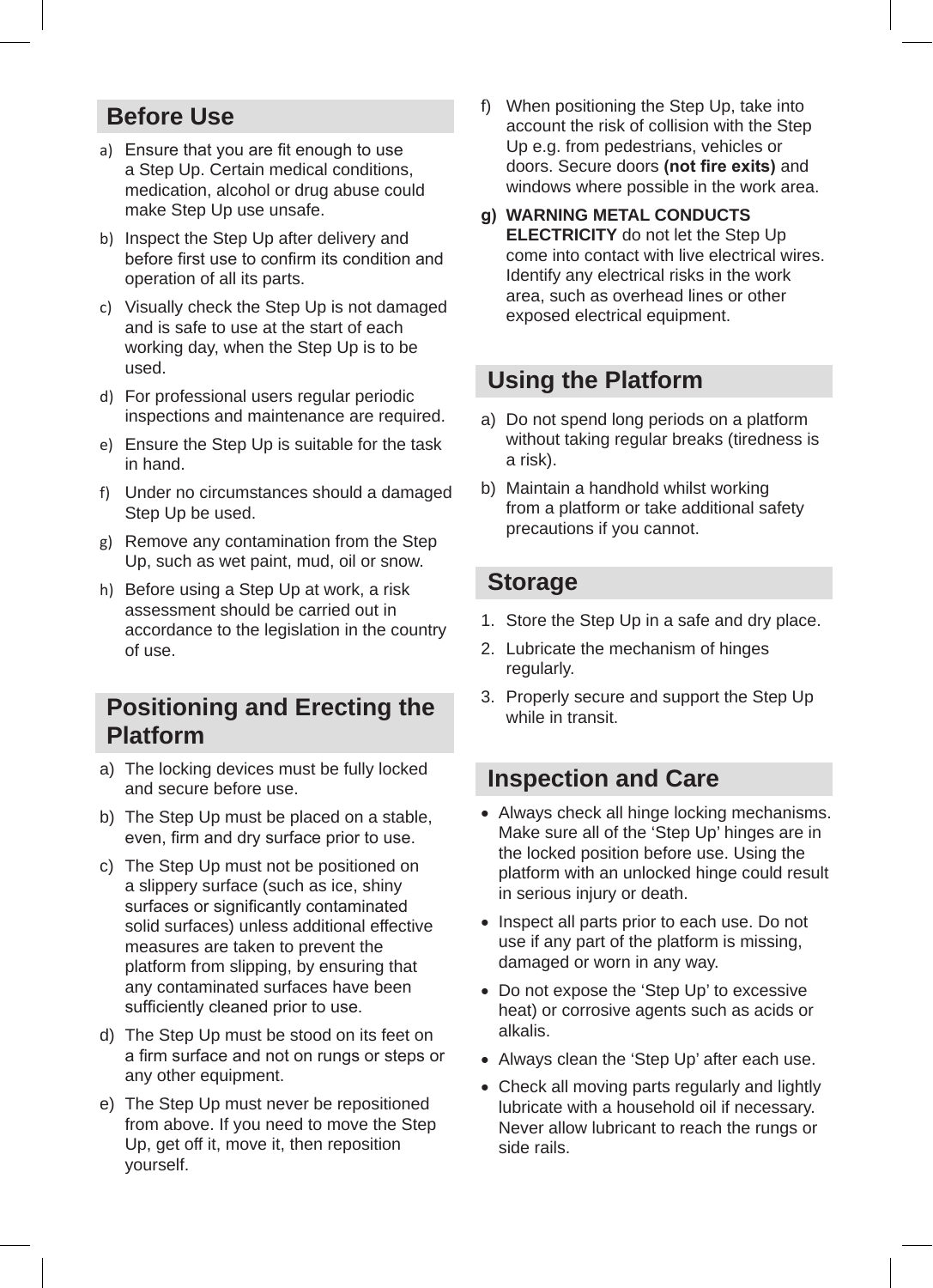## Before Use

a) Ensure that you are fit enough to use a Step Up. Certain medical conditions, medication, alcohol or drug abuse could make Step Up use unsafe.

b) Inspect the Step Up after delivery and before first use to confirm its condition and operation of all its parts.

c) Visually check the Step Up is not damaged and is safe to use at the start of each working day, when the Step Up is to be used.

d) For professional users regular periodic inspections and maintenance are required.

e) Ensure the Step Up is suitable for the task in hand.

f) Under no circumstances should a damaged Step Up be used.

g) Remove any contamination from the Step Up, such as wet paint, mud, oil or snow.

h) Before using a Step Up at work, a risk assessment should be carried out in accordance to the legislation in the country of use.

## Positioning and Erecting the Platform

a) The locking devices must be fully locked and secure before use.

b) The Step Up must be placed on a stable, even, firm and dry surface prior to use.

c) The Step Up must not be positioned on a slippery surface (such as ice, shiny surfaces or significantly contaminated solid surfaces) unless additional effective measures are taken to prevent the platform from slipping, by ensuring that any contaminated surfaces have been sufficiently cleaned prior to use.

d) The Step Up must be stood on its feet on a firm surface and not on rungs or steps or any other equipment.

e) The Step Up must never be repositioned from above. If you need to move the Step Up, get off it, move it, then reposition yourself.

f) When positioning the Step Up, take into account the risk of collision with the Step Up e.g. from pedestrians, vehicles or doors. Secure doors **(not fire exits)** and windows where possible in the work area.

**g) WARNING METAL CONDUCTS ELECTRICITY** do not let the Step Up come into contact with live electrical wires. Identify any electrical risks in the work area, such as overhead lines or other exposed electrical equipment.

## Using the Platform

a) Do not spend long periods on a platform without taking regular breaks (tiredness is a risk).

b) Maintain a handhold whilst working from a platform or take additional safety precautions if you cannot.

## Storage

1. Store the Step Up in a safe and dry place.
2. Lubricate the mechanism of hinges regularly.
3. Properly secure and support the Step Up while in transit.

## Inspection and Care

- Always check all hinge locking mechanisms. Make sure all of the ‘Step Up’ hinges are in the locked position before use. Using the platform with an unlocked hinge could result in serious injury or death.
- Inspect all parts prior to each use. Do not use if any part of the platform is missing, damaged or worn in any way.
- Do not expose the ‘Step Up’ to excessive heat) or corrosive agents such as acids or alkalis.
- Always clean the ‘Step Up’ after each use.
- Check all moving parts regularly and lightly lubricate with a household oil if necessary. Never allow lubricant to reach the rungs or side rails.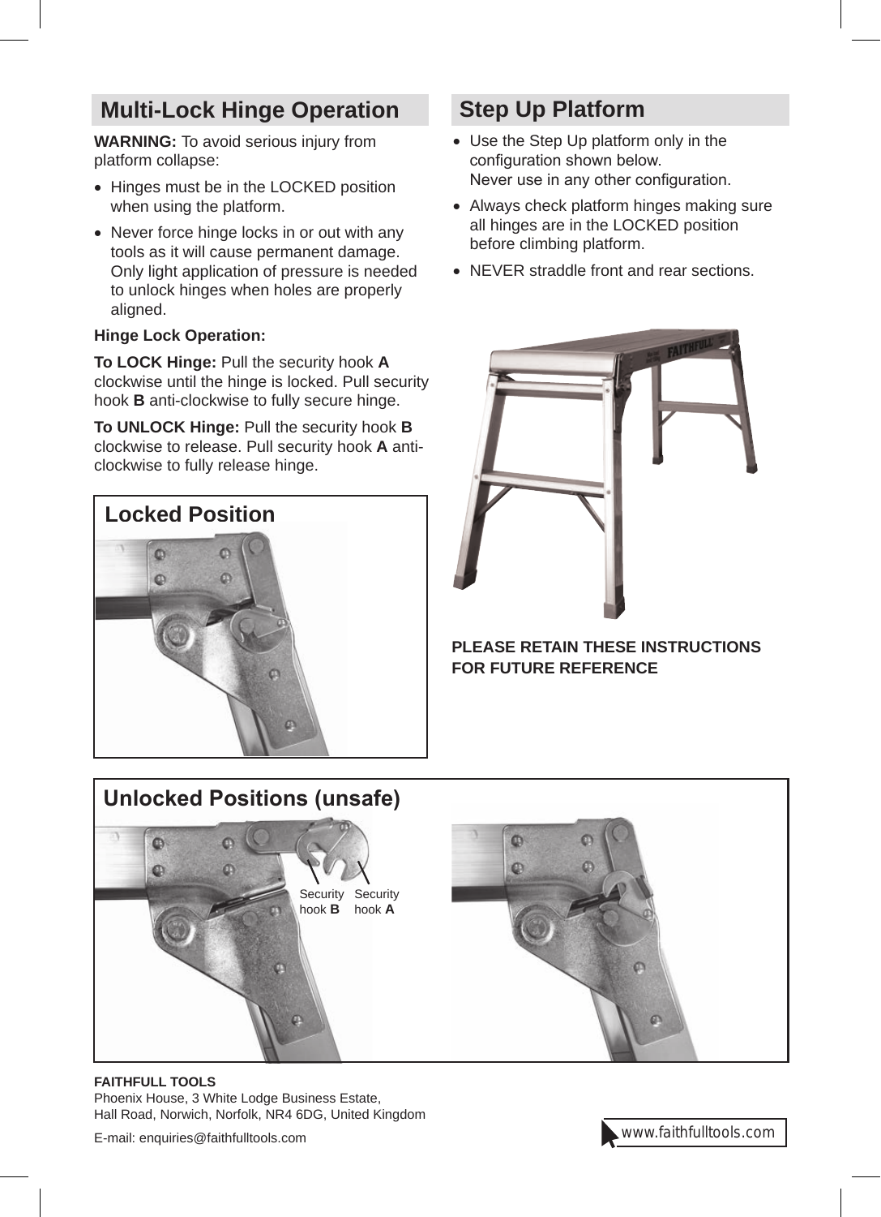## Multi-Lock Hinge Operation

**WARNING:** To avoid serious injury from platform collapse:

- Hinges must be in the LOCKED position when using the platform.
- Never force hinge locks in or out with any tools as it will cause permanent damage. Only light application of pressure is needed to unlock hinges when holes are properly aligned.

**Hinge Lock Operation:**

**To LOCK Hinge:** Pull the security hook **A** clockwise until the hinge is locked. Pull security hook **B** anti-clockwise to fully secure hinge.

**To UNLOCK Hinge:** Pull the security hook **B** clockwise to release. Pull security hook **A** anti-clockwise to fully release hinge.

### Locked Position

## Step Up Platform

- Use the Step Up platform only in the configuration shown below. Never use in any other configuration.
- Always check platform hinges making sure all hinges are in the LOCKED position before climbing platform.
- NEVER straddle front and rear sections.

**PLEASE RETAIN THESE INSTRUCTIONS FOR FUTURE REFERENCE**

### Unlocked Positions (unsafe)

Security hook **B**

Security hook **A**

**FAITHFULL TOOLS**
Phoenix House, 3 White Lodge Business Estate,
Hall Road, Norwich, Norfolk, NR4 6DG, United Kingdom

E-mail: enquiries@faithfulltools.com

www.faithfulltools.com